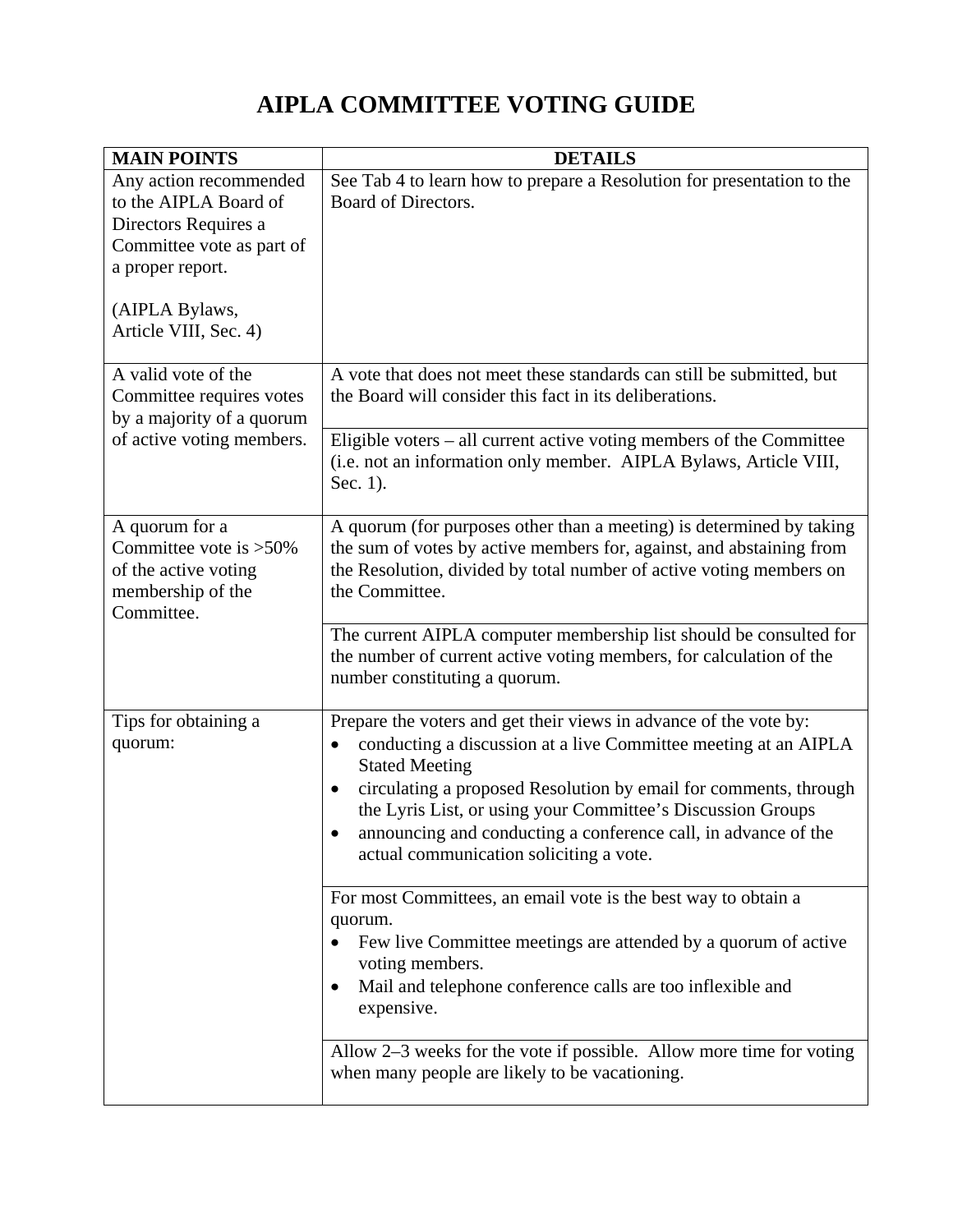# AIPLA COMMITTEE VOTING GUIDE

| MAIN POINTS | DETAILS |
|---|---|
| Any action recommended to the AIPLA Board of Directors Requires a Committee vote as part of a proper report.<br><br>(AIPLA Bylaws, Article VIII, Sec. 4) | See Tab 4 to learn how to prepare a Resolution for presentation to the Board of Directors. |
| A valid vote of the Committee requires votes by a majority of a quorum of active voting members. | A vote that does not meet these standards can still be submitted, but the Board will consider this fact in its deliberations. |
| | Eligible voters – all current active voting members of the Committee (i.e. not an information only member. AIPLA Bylaws, Article VIII, Sec. 1). |
| A quorum for a Committee vote is >50% of the active voting membership of the Committee. | A quorum (for purposes other than a meeting) is determined by taking the sum of votes by active members for, against, and abstaining from the Resolution, divided by total number of active voting members on the Committee. |
| | The current AIPLA computer membership list should be consulted for the number of current active voting members, for calculation of the number constituting a quorum. |
| Tips for obtaining a quorum: | Prepare the voters and get their views in advance of the vote by:<br>• conducting a discussion at a live Committee meeting at an AIPLA Stated Meeting<br>• circulating a proposed Resolution by email for comments, through the Lyris List, or using your Committee's Discussion Groups<br>• announcing and conducting a conference call, in advance of the actual communication soliciting a vote. |
| | For most Committees, an email vote is the best way to obtain a quorum.<br>• Few live Committee meetings are attended by a quorum of active voting members.<br>• Mail and telephone conference calls are too inflexible and expensive. |
| | Allow 2–3 weeks for the vote if possible. Allow more time for voting when many people are likely to be vacationing. |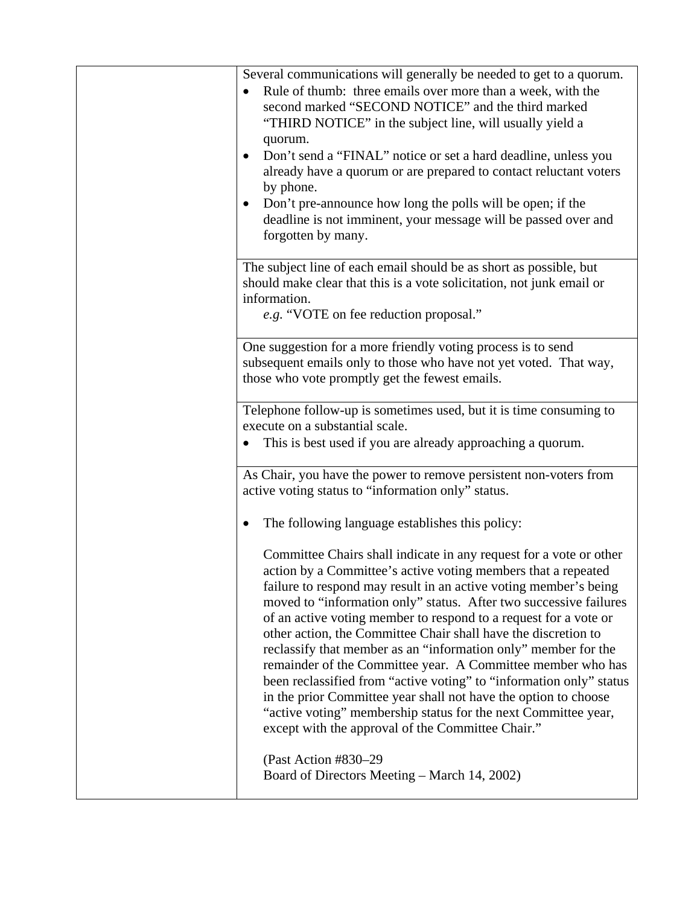| | |
|---|---|
| | Several communications will generally be needed to get to a quorum.<br>• Rule of thumb: three emails over more than a week, with the second marked "SECOND NOTICE" and the third marked "THIRD NOTICE" in the subject line, will usually yield a quorum.<br>• Don't send a "FINAL" notice or set a hard deadline, unless you already have a quorum or are prepared to contact reluctant voters by phone.<br>• Don't pre-announce how long the polls will be open; if the deadline is not imminent, your message will be passed over and forgotten by many. |
| | The subject line of each email should be as short as possible, but should make clear that this is a vote solicitation, not junk email or information.<br>*e.g.* "VOTE on fee reduction proposal." |
| | One suggestion for a more friendly voting process is to send subsequent emails only to those who have not yet voted. That way, those who vote promptly get the fewest emails. |
| | Telephone follow-up is sometimes used, but it is time consuming to execute on a substantial scale.<br>• This is best used if you are already approaching a quorum. |
| | As Chair, you have the power to remove persistent non-voters from active voting status to "information only" status.<br><br>• The following language establishes this policy:<br><br>Committee Chairs shall indicate in any request for a vote or other action by a Committee's active voting members that a repeated failure to respond may result in an active voting member's being moved to "information only" status. After two successive failures of an active voting member to respond to a request for a vote or other action, the Committee Chair shall have the discretion to reclassify that member as an "information only" member for the remainder of the Committee year. A Committee member who has been reclassified from "active voting" to "information only" status in the prior Committee year shall not have the option to choose "active voting" membership status for the next Committee year, except with the approval of the Committee Chair."<br><br>(Past Action #830–29<br>Board of Directors Meeting – March 14, 2002) |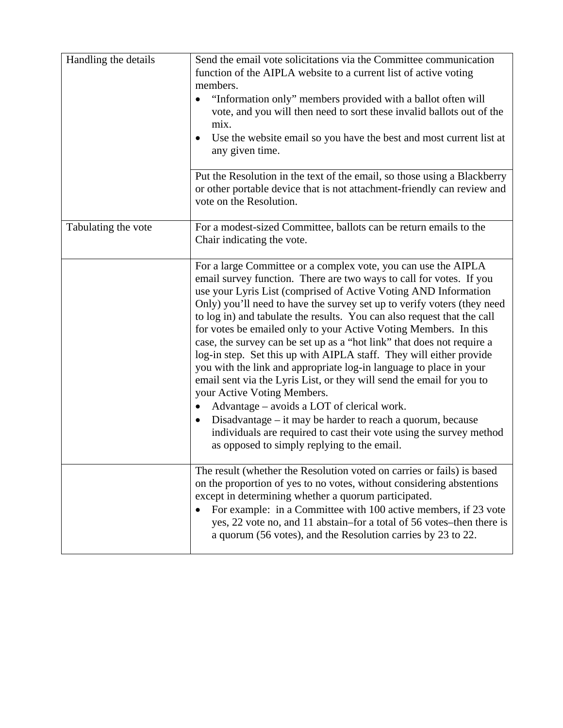| | |
|---|---|
| Handling the details | Send the email vote solicitations via the Committee communication function of the AIPLA website to a current list of active voting members.<br>• "Information only" members provided with a ballot often will vote, and you will then need to sort these invalid ballots out of the mix.<br>• Use the website email so you have the best and most current list at any given time. |
| | Put the Resolution in the text of the email, so those using a Blackberry or other portable device that is not attachment-friendly can review and vote on the Resolution. |
| Tabulating the vote | For a modest-sized Committee, ballots can be return emails to the Chair indicating the vote. |
| | For a large Committee or a complex vote, you can use the AIPLA email survey function. There are two ways to call for votes. If you use your Lyris List (comprised of Active Voting AND Information Only) you'll need to have the survey set up to verify voters (they need to log in) and tabulate the results. You can also request that the call for votes be emailed only to your Active Voting Members. In this case, the survey can be set up as a "hot link" that does not require a log-in step. Set this up with AIPLA staff. They will either provide you with the link and appropriate log-in language to place in your email sent via the Lyris List, or they will send the email for you to your Active Voting Members.<br>• Advantage – avoids a LOT of clerical work.<br>• Disadvantage – it may be harder to reach a quorum, because individuals are required to cast their vote using the survey method as opposed to simply replying to the email. |
| | The result (whether the Resolution voted on carries or fails) is based on the proportion of yes to no votes, without considering abstentions except in determining whether a quorum participated.<br>• For example: in a Committee with 100 active members, if 23 vote yes, 22 vote no, and 11 abstain–for a total of 56 votes–then there is a quorum (56 votes), and the Resolution carries by 23 to 22. |